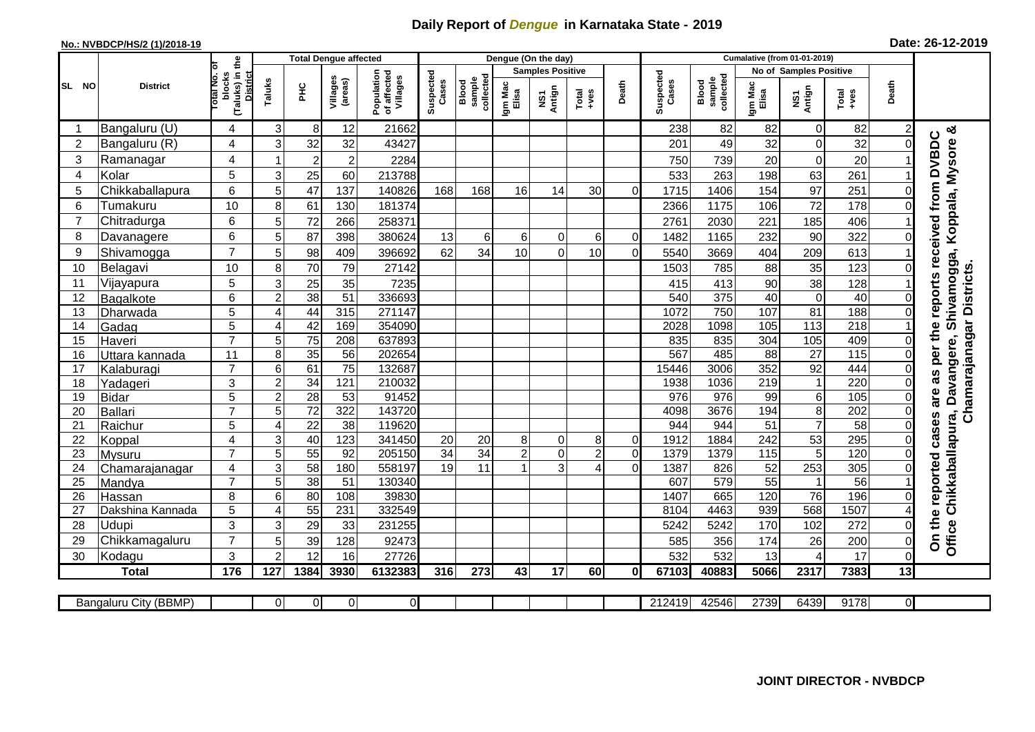# Daily Report of *Dengue* in Karnataka State - 2019

**No.: NVBDCP/HS/2 (1)/2018-19**

**Date: 26-12-2019**

| SL NO | District | Total No. of blocks (Taluks) in the District | Total Dengue affected | | | | Dengue (On the day) | | | | | | | Cumalative (from 01-01-2019) | | | | | | | |
|---|---|---|---|---|---|---|---|---|---|---|---|---|---|---|---|---|---|---|---|---|
| | | | Taluks | PHC | Villages (areas) | Population of affected Villages | Suspected Cases | Blood sample collected | Samples Positive | | | Death | Suspected Cases | Blood sample collected | No of Samples Positive | | | Death | |
| | | | | | | | | | Igm Mac Elisa | NS1 Antign | Total +ves | | | | Igm Mac Elisa | NS1 Antign | Total +ves | | |
| 1 | Bangaluru (U) | 4 | 3 | 8 | 12 | 21662 | | | | | | | 238 | 82 | 82 | 0 | 82 | 2 | On the reported cases are as per the reports received from DVBDC Office Chikkaballapura, Davangere, Shivamogga, Koppala, Mysore & Chamarajanagar Districts. |
| 2 | Bangaluru (R) | 4 | 3 | 32 | 32 | 43427 | | | | | | | 201 | 49 | 32 | 0 | 32 | 0 | |
| 3 | Ramanagar | 4 | 1 | 2 | 2 | 2284 | | | | | | | 750 | 739 | 20 | 0 | 20 | 1 | |
| 4 | Kolar | 5 | 3 | 25 | 60 | 213788 | | | | | | | 533 | 263 | 198 | 63 | 261 | 1 | |
| 5 | Chikkaballapura | 6 | 5 | 47 | 137 | 140826 | 168 | 168 | 16 | 14 | 30 | 0 | 1715 | 1406 | 154 | 97 | 251 | 0 | |
| 6 | Tumakuru | 10 | 8 | 61 | 130 | 181374 | | | | | | | 2366 | 1175 | 106 | 72 | 178 | 0 | |
| 7 | Chitradurga | 6 | 5 | 72 | 266 | 258371 | | | | | | | 2761 | 2030 | 221 | 185 | 406 | 1 | |
| 8 | Davanagere | 6 | 5 | 87 | 398 | 380624 | 13 | 6 | 6 | 0 | 6 | 0 | 1482 | 1165 | 232 | 90 | 322 | 0 | |
| 9 | Shivamogga | 7 | 5 | 98 | 409 | 396692 | 62 | 34 | 10 | 0 | 10 | 0 | 5540 | 3669 | 404 | 209 | 613 | 1 | |
| 10 | Belagavi | 10 | 8 | 70 | 79 | 27142 | | | | | | | 1503 | 785 | 88 | 35 | 123 | 0 | |
| 11 | Vijayapura | 5 | 3 | 25 | 35 | 7235 | | | | | | | 415 | 413 | 90 | 38 | 128 | 1 | |
| 12 | Bagalkote | 6 | 2 | 38 | 51 | 336693 | | | | | | | 540 | 375 | 40 | 0 | 40 | 0 | |
| 13 | Dharwada | 5 | 4 | 44 | 315 | 271147 | | | | | | | 1072 | 750 | 107 | 81 | 188 | 0 | |
| 14 | Gadag | 5 | 4 | 42 | 169 | 354090 | | | | | | | 2028 | 1098 | 105 | 113 | 218 | 1 | |
| 15 | Haveri | 7 | 5 | 75 | 208 | 637893 | | | | | | | 835 | 835 | 304 | 105 | 409 | 0 | |
| 16 | Uttara kannada | 11 | 8 | 35 | 56 | 202654 | | | | | | | 567 | 485 | 88 | 27 | 115 | 0 | |
| 17 | Kalaburagi | 7 | 6 | 61 | 75 | 132687 | | | | | | | 15446 | 3006 | 352 | 92 | 444 | 0 | |
| 18 | Yadageri | 3 | 2 | 34 | 121 | 210032 | | | | | | | 1938 | 1036 | 219 | 1 | 220 | 0 | |
| 19 | Bidar | 5 | 2 | 28 | 53 | 91452 | | | | | | | 976 | 976 | 99 | 6 | 105 | 0 | |
| 20 | Ballari | 7 | 5 | 72 | 322 | 143720 | | | | | | | 4098 | 3676 | 194 | 8 | 202 | 0 | |
| 21 | Raichur | 5 | 4 | 22 | 38 | 119620 | | | | | | | 944 | 944 | 51 | 7 | 58 | 0 | |
| 22 | Koppal | 4 | 3 | 40 | 123 | 341450 | 20 | 20 | 8 | 0 | 8 | 0 | 1912 | 1884 | 242 | 53 | 295 | 0 | |
| 23 | Mysuru | 7 | 5 | 55 | 92 | 205150 | 34 | 34 | 2 | 0 | 2 | 0 | 1379 | 1379 | 115 | 5 | 120 | 0 | |
| 24 | Chamarajanagar | 4 | 3 | 58 | 180 | 558197 | 19 | 11 | 1 | 3 | 4 | 0 | 1387 | 826 | 52 | 253 | 305 | 0 | |
| 25 | Mandya | 7 | 5 | 38 | 51 | 130340 | | | | | | | 607 | 579 | 55 | 1 | 56 | 1 | |
| 26 | Hassan | 8 | 6 | 80 | 108 | 39830 | | | | | | | 1407 | 665 | 120 | 76 | 196 | 0 | |
| 27 | Dakshina Kannada | 5 | 4 | 55 | 231 | 332549 | | | | | | | 8104 | 4463 | 939 | 568 | 1507 | 4 | |
| 28 | Udupi | 3 | 3 | 29 | 33 | 231255 | | | | | | | 5242 | 5242 | 170 | 102 | 272 | 0 | |
| 29 | Chikkamagaluru | 7 | 5 | 39 | 128 | 92473 | | | | | | | 585 | 356 | 174 | 26 | 200 | 0 | |
| 30 | Kodagu | 3 | 2 | 12 | 16 | 27726 | | | | | | | 532 | 532 | 13 | 4 | 17 | 0 | |
| | **Total** | **176** | **127** | **1384** | **3930** | **6132383** | **316** | **273** | **43** | **17** | **60** | **0** | **67103** | **40883** | **5066** | **2317** | **7383** | **13** | |

| | | | | | | | | | | | | | | | | | |
|---|---|---|---|---|---|---|---|---|---|---|---|---|---|---|---|---|---|
| Bangaluru City (BBMP) | | 0 | 0 | 0 | 0 | | | | | | | 212419 | 42546 | 2739 | 6439 | 9178 | 0 |

**JOINT DIRECTOR - NVBDCP**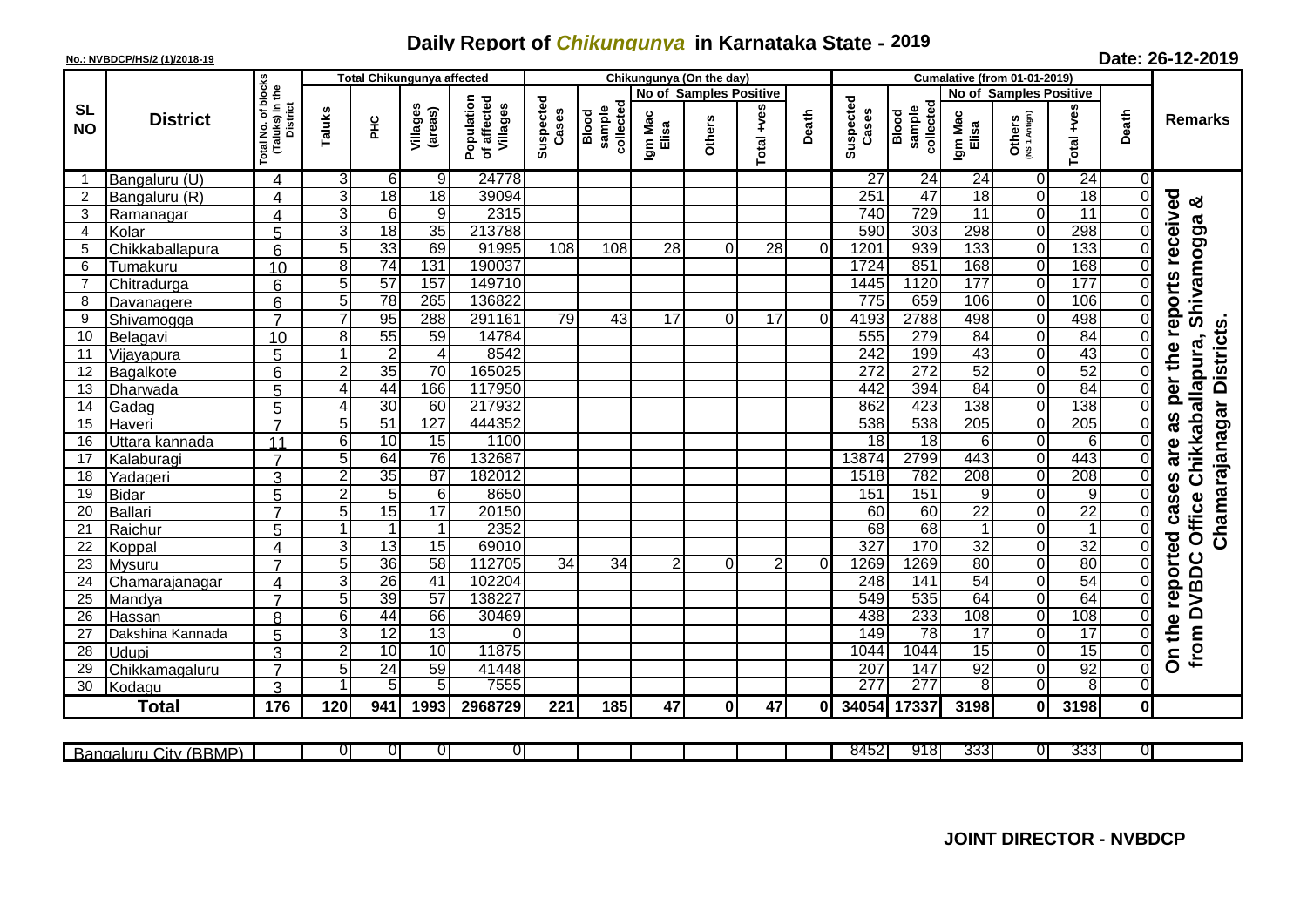# Daily Report of *Chikungunya* in Karnataka State - 2019

**No.: NVBDCP/HS/2 (1)/2018-19**

**Date: 26-12-2019**

| SL NO | District | Total No. of blocks (Taluks) in the District | Total Chikungunya affected | | | | Chikungunya (On the day) | | | | | | | Cumalative (from 01-01-2019) | | | | | | | Remarks |
|---|---|---|---|---|---|---|---|---|---|---|---|---|---|---|---|---|---|---|---|---|---|
| | | | | | | | | | No of Samples Positive | | | | | | | No of Samples Positive | | | | | |
| | | | Taluks | PHC | Villages (areas) | Population of affected Villages | Suspected Cases | Blood sample collected | Igm Mac Elisa | Others | Total +ves | Death | Suspected Cases | Blood sample collected | Igm Mac Elisa | Others (NS 1 Antign) | Total +ves | Death | |
| 1 | Bangaluru (U) | 4 | 3 | 6 | 9 | 24778 | | | | | | | 27 | 24 | 24 | 0 | 24 | 0 | On the reported cases are as per the reports received from DVBDC Office Chikkaballapura, Shivamogga & Chamarajanagar Districts. |
| 2 | Bangaluru (R) | 4 | 3 | 18 | 18 | 39094 | | | | | | | 251 | 47 | 18 | 0 | 18 | 0 | |
| 3 | Ramanagar | 4 | 3 | 6 | 9 | 2315 | | | | | | | 740 | 729 | 11 | 0 | 11 | 0 | |
| 4 | Kolar | 5 | 3 | 18 | 35 | 213788 | | | | | | | 590 | 303 | 298 | 0 | 298 | 0 | |
| 5 | Chikkaballapura | 6 | 5 | 33 | 69 | 91995 | 108 | 108 | 28 | 0 | 28 | 0 | 1201 | 939 | 133 | 0 | 133 | 0 | |
| 6 | Tumakuru | 10 | 8 | 74 | 131 | 190037 | | | | | | | 1724 | 851 | 168 | 0 | 168 | 0 | |
| 7 | Chitradurga | 6 | 5 | 57 | 157 | 149710 | | | | | | | 1445 | 1120 | 177 | 0 | 177 | 0 | |
| 8 | Davanagere | 6 | 5 | 78 | 265 | 136822 | | | | | | | 775 | 659 | 106 | 0 | 106 | 0 | |
| 9 | Shivamogga | 7 | 7 | 95 | 288 | 291161 | 79 | 43 | 17 | 0 | 17 | 0 | 4193 | 2788 | 498 | 0 | 498 | 0 | |
| 10 | Belagavi | 10 | 8 | 55 | 59 | 14784 | | | | | | | 555 | 279 | 84 | 0 | 84 | 0 | |
| 11 | Vijayapura | 5 | 1 | 2 | 4 | 8542 | | | | | | | 242 | 199 | 43 | 0 | 43 | 0 | |
| 12 | Bagalkote | 6 | 2 | 35 | 70 | 165025 | | | | | | | 272 | 272 | 52 | 0 | 52 | 0 | |
| 13 | Dharwada | 5 | 4 | 44 | 166 | 117950 | | | | | | | 442 | 394 | 84 | 0 | 84 | 0 | |
| 14 | Gadag | 5 | 4 | 30 | 60 | 217932 | | | | | | | 862 | 423 | 138 | 0 | 138 | 0 | |
| 15 | Haveri | 7 | 5 | 51 | 127 | 444352 | | | | | | | 538 | 538 | 205 | 0 | 205 | 0 | |
| 16 | Uttara kannada | 11 | 6 | 10 | 15 | 1100 | | | | | | | 18 | 18 | 6 | 0 | 6 | 0 | |
| 17 | Kalaburagi | 7 | 5 | 64 | 76 | 132687 | | | | | | | 13874 | 2799 | 443 | 0 | 443 | 0 | |
| 18 | Yadageri | 3 | 2 | 35 | 87 | 182012 | | | | | | | 1518 | 782 | 208 | 0 | 208 | 0 | |
| 19 | Bidar | 5 | 2 | 5 | 6 | 8650 | | | | | | | 151 | 151 | 9 | 0 | 9 | 0 | |
| 20 | Ballari | 7 | 5 | 15 | 17 | 20150 | | | | | | | 60 | 60 | 22 | 0 | 22 | 0 | |
| 21 | Raichur | 5 | 1 | 1 | 1 | 2352 | | | | | | | 68 | 68 | 1 | 0 | 1 | 0 | |
| 22 | Koppal | 4 | 3 | 13 | 15 | 69010 | | | | | | | 327 | 170 | 32 | 0 | 32 | 0 | |
| 23 | Mysuru | 7 | 5 | 36 | 58 | 112705 | 34 | 34 | 2 | 0 | 2 | 0 | 1269 | 1269 | 80 | 0 | 80 | 0 | |
| 24 | Chamarajanagar | 4 | 3 | 26 | 41 | 102204 | | | | | | | 248 | 141 | 54 | 0 | 54 | 0 | |
| 25 | Mandya | 7 | 5 | 39 | 57 | 138227 | | | | | | | 549 | 535 | 64 | 0 | 64 | 0 | |
| 26 | Hassan | 8 | 6 | 44 | 66 | 30469 | | | | | | | 438 | 233 | 108 | 0 | 108 | 0 | |
| 27 | Dakshina Kannada | 5 | 3 | 12 | 13 | 0 | | | | | | | 149 | 78 | 17 | 0 | 17 | 0 | |
| 28 | Udupi | 3 | 2 | 10 | 10 | 11875 | | | | | | | 1044 | 1044 | 15 | 0 | 15 | 0 | |
| 29 | Chikkamagaluru | 7 | 5 | 24 | 59 | 41448 | | | | | | | 207 | 147 | 92 | 0 | 92 | 0 | |
| 30 | Kodagu | 3 | 1 | 5 | 5 | 7555 | | | | | | | 277 | 277 | 8 | 0 | 8 | 0 | |
| **Total** | | **176** | **120** | **941** | **1993** | **2968729** | **221** | **185** | **47** | **0** | **47** | **0** | **34054** | **17337** | **3198** | **0** | **3198** | **0** | |

| | | | | | | | | | | | | | | | | | | |
|---|---|---|---|---|---|---|---|---|---|---|---|---|---|---|---|---|---|---|
| Bangaluru City (BBMP) | | 0 | 0 | 0 | 0 | | | | | | | 8452 | 918 | 333 | 0 | 333 | 0 | |

**JOINT DIRECTOR - NVBDCP**